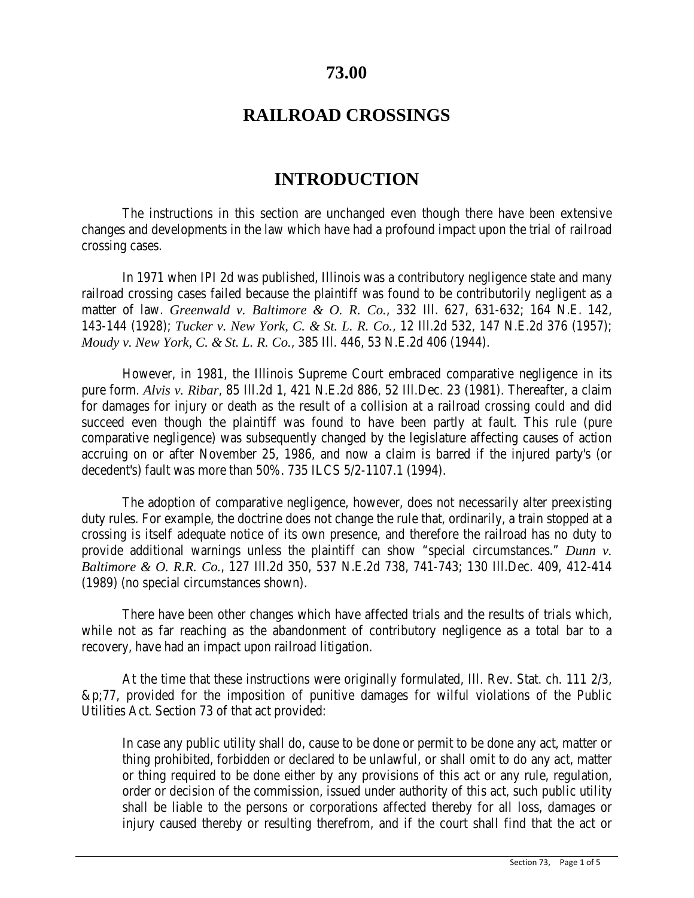# 73.00

# RAILROAD CROSSINGS

## INTRODUCTION

The instructions in this section are unchanged even though there have been extensive changes and developments in the law which have had a profound impact upon the trial of railroad crossing cases.

In 1971 when IPI 2d was published, Illinois was a contributory negligence state and many railroad crossing cases failed because the plaintiff was found to be contributorily negligent as a matter of law. *Greenwald v. Baltimore & O. R. Co.*, 332 Ill. 627, 631-632; 164 N.E. 142, 143-144 (1928); *Tucker v. New York, C. & St. L. R. Co.*, 12 Ill.2d 532, 147 N.E.2d 376 (1957); *Moudy v. New York, C. & St. L. R. Co.*, 385 Ill. 446, 53 N.E.2d 406 (1944).

However, in 1981, the Illinois Supreme Court embraced comparative negligence in its pure form. *Alvis v. Ribar*, 85 Ill.2d 1, 421 N.E.2d 886, 52 Ill.Dec. 23 (1981). Thereafter, a claim for damages for injury or death as the result of a collision at a railroad crossing could and did succeed even though the plaintiff was found to have been partly at fault. This rule (pure comparative negligence) was subsequently changed by the legislature affecting causes of action accruing on or after November 25, 1986, and now a claim is barred if the injured party's (or decedent's) fault was more than 50%. 735 ILCS 5/2-1107.1 (1994).

The adoption of comparative negligence, however, does not necessarily alter preexisting duty rules. For example, the doctrine does not change the rule that, ordinarily, a train stopped at a crossing is itself adequate notice of its own presence, and therefore the railroad has no duty to provide additional warnings unless the plaintiff can show "special circumstances." *Dunn v. Baltimore & O. R.R. Co.*, 127 Ill.2d 350, 537 N.E.2d 738, 741-743; 130 Ill.Dec. 409, 412-414 (1989) (no special circumstances shown).

There have been other changes which have affected trials and the results of trials which, while not as far reaching as the abandonment of contributory negligence as a total bar to a recovery, have had an impact upon railroad litigation.

At the time that these instructions were originally formulated, Ill. Rev. Stat. ch. 111 2/3, &p;77, provided for the imposition of punitive damages for wilful violations of the Public Utilities Act. Section 73 of that act provided:

> In case any public utility shall do, cause to be done or permit to be done any act, matter or thing prohibited, forbidden or declared to be unlawful, or shall omit to do any act, matter or thing required to be done either by any provisions of this act or any rule, regulation, order or decision of the commission, issued under authority of this act, such public utility shall be liable to the persons or corporations affected thereby for all loss, damages or injury caused thereby or resulting therefrom, and if the court shall find that the act or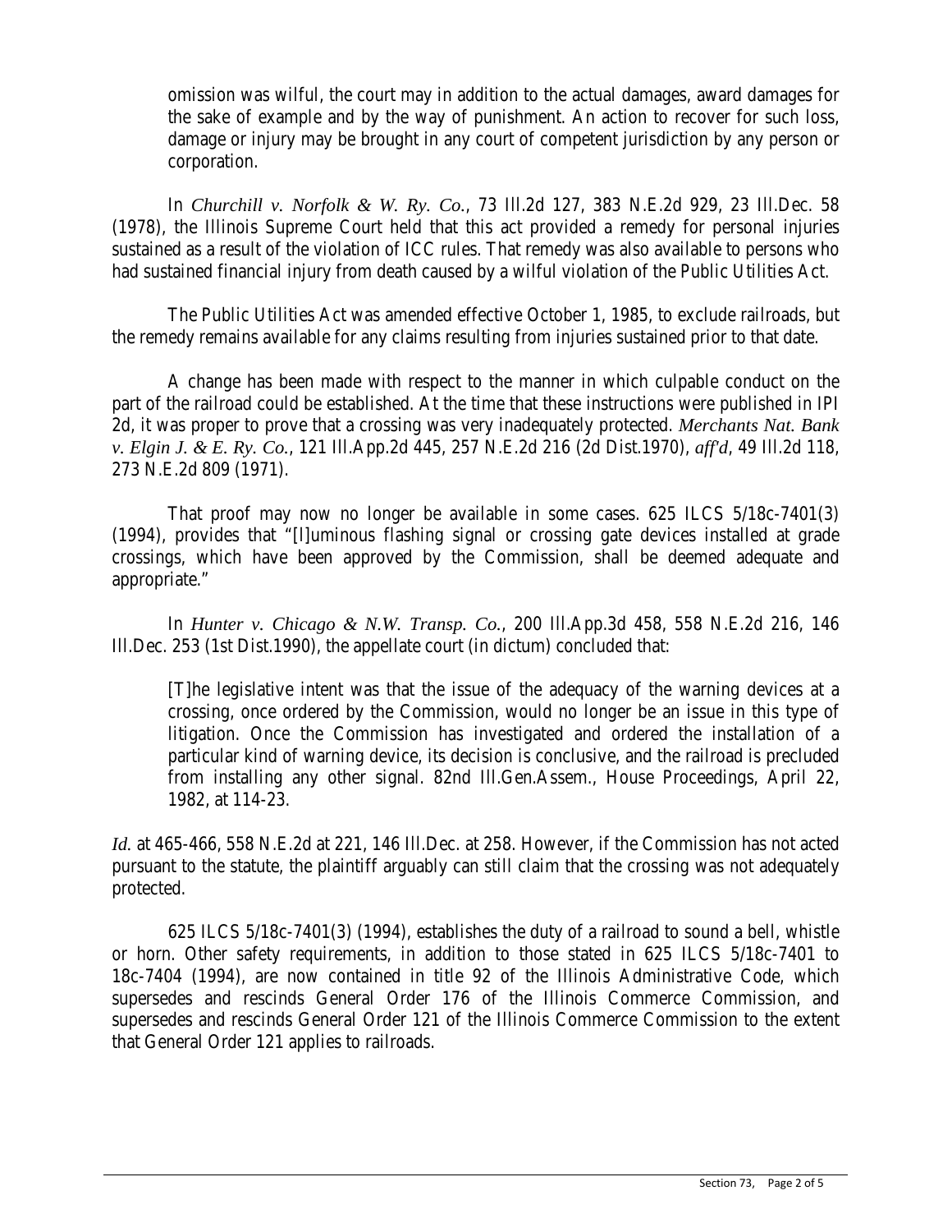> omission was wilful, the court may in addition to the actual damages, award damages for the sake of example and by the way of punishment. An action to recover for such loss, damage or injury may be brought in any court of competent jurisdiction by any person or corporation.

In *Churchill v. Norfolk & W. Ry. Co.*, 73 Ill.2d 127, 383 N.E.2d 929, 23 Ill.Dec. 58 (1978), the Illinois Supreme Court held that this act provided a remedy for personal injuries sustained as a result of the violation of ICC rules. That remedy was also available to persons who had sustained financial injury from death caused by a wilful violation of the Public Utilities Act.

The Public Utilities Act was amended effective October 1, 1985, to exclude railroads, but the remedy remains available for any claims resulting from injuries sustained prior to that date.

A change has been made with respect to the manner in which culpable conduct on the part of the railroad could be established. At the time that these instructions were published in IPI 2d, it was proper to prove that a crossing was very inadequately protected. *Merchants Nat. Bank v. Elgin J. & E. Ry. Co.*, 121 Ill.App.2d 445, 257 N.E.2d 216 (2d Dist.1970), *aff'd*, 49 Ill.2d 118, 273 N.E.2d 809 (1971).

That proof may now no longer be available in some cases. 625 ILCS 5/18c-7401(3) (1994), provides that "[l]uminous flashing signal or crossing gate devices installed at grade crossings, which have been approved by the Commission, shall be deemed adequate and appropriate."

In *Hunter v. Chicago & N.W. Transp. Co.*, 200 Ill.App.3d 458, 558 N.E.2d 216, 146 Ill.Dec. 253 (1st Dist.1990), the appellate court (in dictum) concluded that:

> [T]he legislative intent was that the issue of the adequacy of the warning devices at a crossing, once ordered by the Commission, would no longer be an issue in this type of litigation. Once the Commission has investigated and ordered the installation of a particular kind of warning device, its decision is conclusive, and the railroad is precluded from installing any other signal. 82nd Ill.Gen.Assem., House Proceedings, April 22, 1982, at 114-23.

*Id.* at 465-466, 558 N.E.2d at 221, 146 Ill.Dec. at 258. However, if the Commission has not acted pursuant to the statute, the plaintiff arguably can still claim that the crossing was not adequately protected.

625 ILCS 5/18c-7401(3) (1994), establishes the duty of a railroad to sound a bell, whistle or horn. Other safety requirements, in addition to those stated in 625 ILCS 5/18c-7401 to 18c-7404 (1994), are now contained in title 92 of the Illinois Administrative Code, which supersedes and rescinds General Order 176 of the Illinois Commerce Commission, and supersedes and rescinds General Order 121 of the Illinois Commerce Commission to the extent that General Order 121 applies to railroads.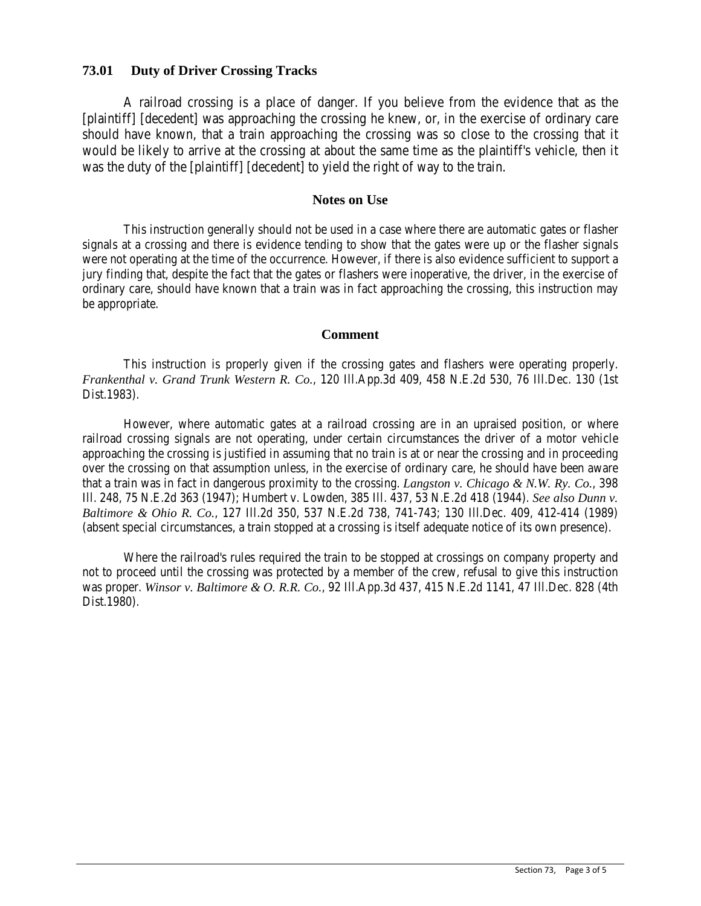### 73.01 Duty of Driver Crossing Tracks

A railroad crossing is a place of danger. If you believe from the evidence that as the [plaintiff] [decedent] was approaching the crossing he knew, or, in the exercise of ordinary care should have known, that a train approaching the crossing was so close to the crossing that it would be likely to arrive at the crossing at about the same time as the plaintiff's vehicle, then it was the duty of the [plaintiff] [decedent] to yield the right of way to the train.

#### Notes on Use

This instruction generally should not be used in a case where there are automatic gates or flasher signals at a crossing and there is evidence tending to show that the gates were up or the flasher signals were not operating at the time of the occurrence. However, if there is also evidence sufficient to support a jury finding that, despite the fact that the gates or flashers were inoperative, the driver, in the exercise of ordinary care, should have known that a train was in fact approaching the crossing, this instruction may be appropriate.

#### Comment

This instruction is properly given if the crossing gates and flashers were operating properly. *Frankenthal v. Grand Trunk Western R. Co.*, 120 Ill.App.3d 409, 458 N.E.2d 530, 76 Ill.Dec. 130 (1st Dist.1983).

However, where automatic gates at a railroad crossing are in an upraised position, or where railroad crossing signals are not operating, under certain circumstances the driver of a motor vehicle approaching the crossing is justified in assuming that no train is at or near the crossing and in proceeding over the crossing on that assumption unless, in the exercise of ordinary care, he should have been aware that a train was in fact in dangerous proximity to the crossing. *Langston v. Chicago & N.W. Ry. Co.*, 398 Ill. 248, 75 N.E.2d 363 (1947); Humbert v. Lowden, 385 Ill. 437, 53 N.E.2d 418 (1944). *See also Dunn v. Baltimore & Ohio R. Co.*, 127 Ill.2d 350, 537 N.E.2d 738, 741-743; 130 Ill.Dec. 409, 412-414 (1989) (absent special circumstances, a train stopped at a crossing is itself adequate notice of its own presence).

Where the railroad's rules required the train to be stopped at crossings on company property and not to proceed until the crossing was protected by a member of the crew, refusal to give this instruction was proper. *Winsor v. Baltimore & O. R.R. Co.*, 92 Ill.App.3d 437, 415 N.E.2d 1141, 47 Ill.Dec. 828 (4th Dist.1980).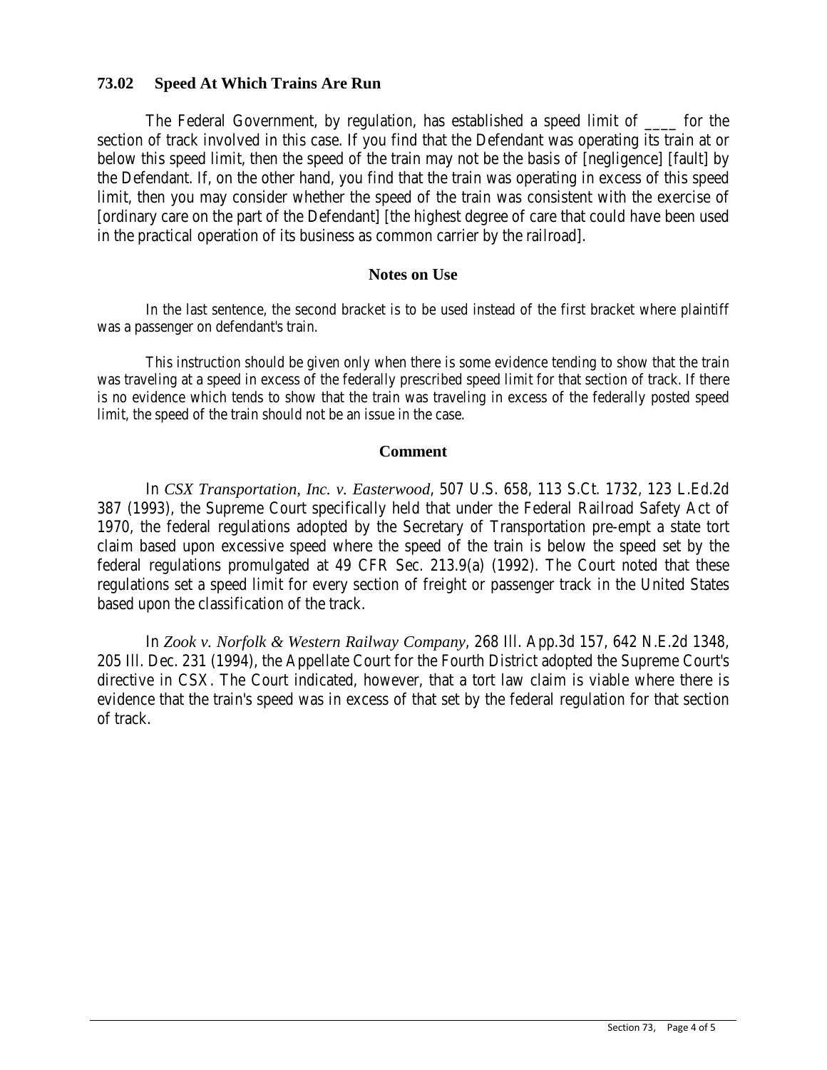## 73.02 Speed At Which Trains Are Run

The Federal Government, by regulation, has established a speed limit of ____ for the section of track involved in this case. If you find that the Defendant was operating its train at or below this speed limit, then the speed of the train may not be the basis of [negligence] [fault] by the Defendant. If, on the other hand, you find that the train was operating in excess of this speed limit, then you may consider whether the speed of the train was consistent with the exercise of [ordinary care on the part of the Defendant] [the highest degree of care that could have been used in the practical operation of its business as common carrier by the railroad].

### Notes on Use

In the last sentence, the second bracket is to be used instead of the first bracket where plaintiff was a passenger on defendant's train.

This instruction should be given only when there is some evidence tending to show that the train was traveling at a speed in excess of the federally prescribed speed limit for that section of track. If there is no evidence which tends to show that the train was traveling in excess of the federally posted speed limit, the speed of the train should not be an issue in the case.

### Comment

In *CSX Transportation, Inc. v. Easterwood*, 507 U.S. 658, 113 S.Ct. 1732, 123 L.Ed.2d 387 (1993), the Supreme Court specifically held that under the Federal Railroad Safety Act of 1970, the federal regulations adopted by the Secretary of Transportation pre-empt a state tort claim based upon excessive speed where the speed of the train is below the speed set by the federal regulations promulgated at 49 CFR Sec. 213.9(a) (1992). The Court noted that these regulations set a speed limit for every section of freight or passenger track in the United States based upon the classification of the track.

In *Zook v. Norfolk & Western Railway Company*, 268 Ill. App.3d 157, 642 N.E.2d 1348, 205 Ill. Dec. 231 (1994), the Appellate Court for the Fourth District adopted the Supreme Court's directive in CSX. The Court indicated, however, that a tort law claim is viable where there is evidence that the train's speed was in excess of that set by the federal regulation for that section of track.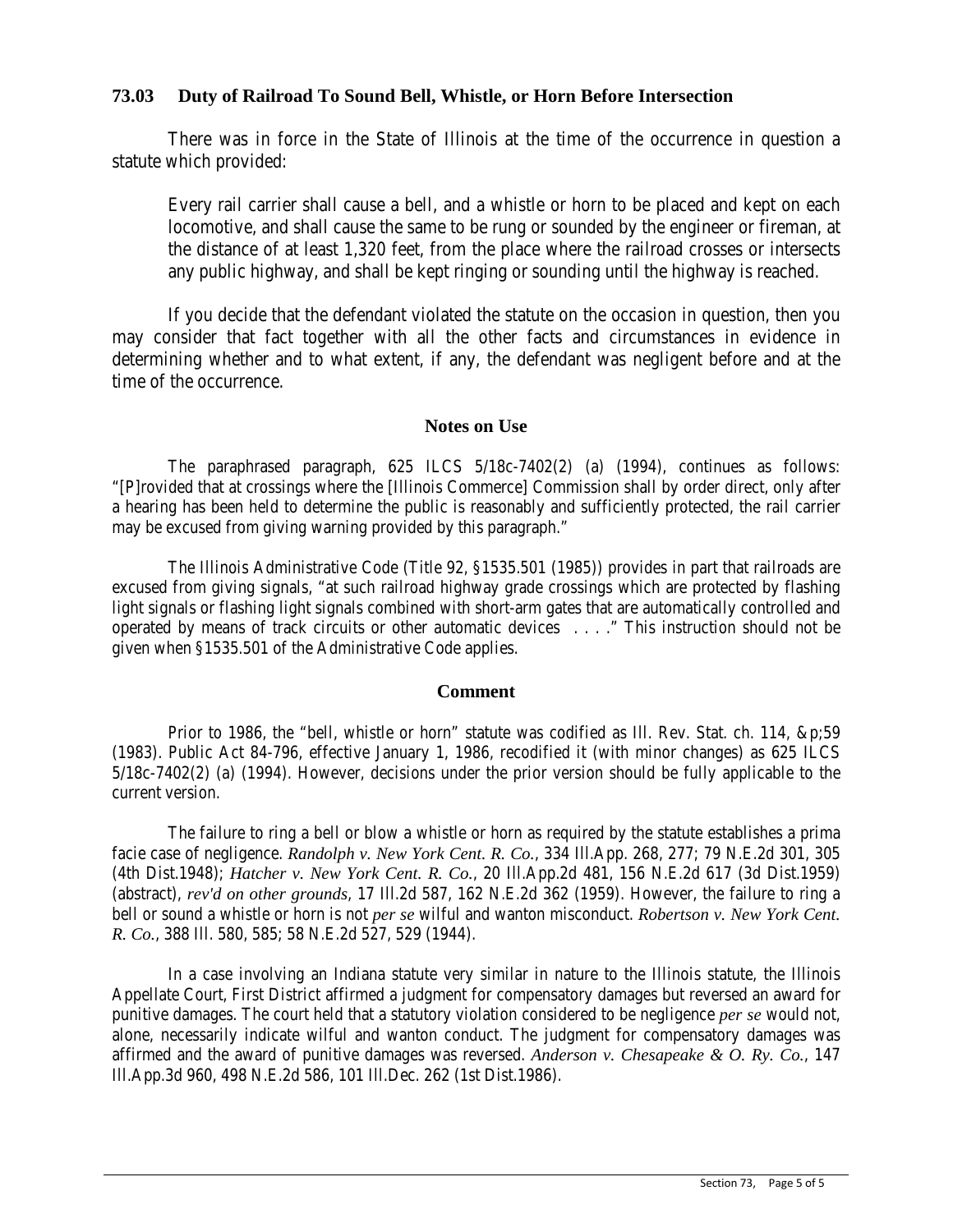## 73.03 Duty of Railroad To Sound Bell, Whistle, or Horn Before Intersection

There was in force in the State of Illinois at the time of the occurrence in question a statute which provided:

> Every rail carrier shall cause a bell, and a whistle or horn to be placed and kept on each locomotive, and shall cause the same to be rung or sounded by the engineer or fireman, at the distance of at least 1,320 feet, from the place where the railroad crosses or intersects any public highway, and shall be kept ringing or sounding until the highway is reached.

If you decide that the defendant violated the statute on the occasion in question, then you may consider that fact together with all the other facts and circumstances in evidence in determining whether and to what extent, if any, the defendant was negligent before and at the time of the occurrence.

### Notes on Use

The paraphrased paragraph, 625 ILCS 5/18c-7402(2) (a) (1994), continues as follows: "[P]rovided that at crossings where the [Illinois Commerce] Commission shall by order direct, only after a hearing has been held to determine the public is reasonably and sufficiently protected, the rail carrier may be excused from giving warning provided by this paragraph."

The Illinois Administrative Code (Title 92, §1535.501 (1985)) provides in part that railroads are excused from giving signals, "at such railroad highway grade crossings which are protected by flashing light signals or flashing light signals combined with short-arm gates that are automatically controlled and operated by means of track circuits or other automatic devices . . . ." This instruction should not be given when §1535.501 of the Administrative Code applies.

### Comment

Prior to 1986, the "bell, whistle or horn" statute was codified as Ill. Rev. Stat. ch. 114, &p;59 (1983). Public Act 84-796, effective January 1, 1986, recodified it (with minor changes) as 625 ILCS 5/18c-7402(2) (a) (1994). However, decisions under the prior version should be fully applicable to the current version.

The failure to ring a bell or blow a whistle or horn as required by the statute establishes a prima facie case of negligence. *Randolph v. New York Cent. R. Co.*, 334 Ill.App. 268, 277; 79 N.E.2d 301, 305 (4th Dist.1948); *Hatcher v. New York Cent. R. Co.*, 20 Ill.App.2d 481, 156 N.E.2d 617 (3d Dist.1959) (abstract), *rev'd on other grounds*, 17 Ill.2d 587, 162 N.E.2d 362 (1959). However, the failure to ring a bell or sound a whistle or horn is not *per se* wilful and wanton misconduct. *Robertson v. New York Cent. R. Co.*, 388 Ill. 580, 585; 58 N.E.2d 527, 529 (1944).

In a case involving an Indiana statute very similar in nature to the Illinois statute, the Illinois Appellate Court, First District affirmed a judgment for compensatory damages but reversed an award for punitive damages. The court held that a statutory violation considered to be negligence *per se* would not, alone, necessarily indicate wilful and wanton conduct. The judgment for compensatory damages was affirmed and the award of punitive damages was reversed. *Anderson v. Chesapeake & O. Ry. Co.*, 147 Ill.App.3d 960, 498 N.E.2d 586, 101 Ill.Dec. 262 (1st Dist.1986).